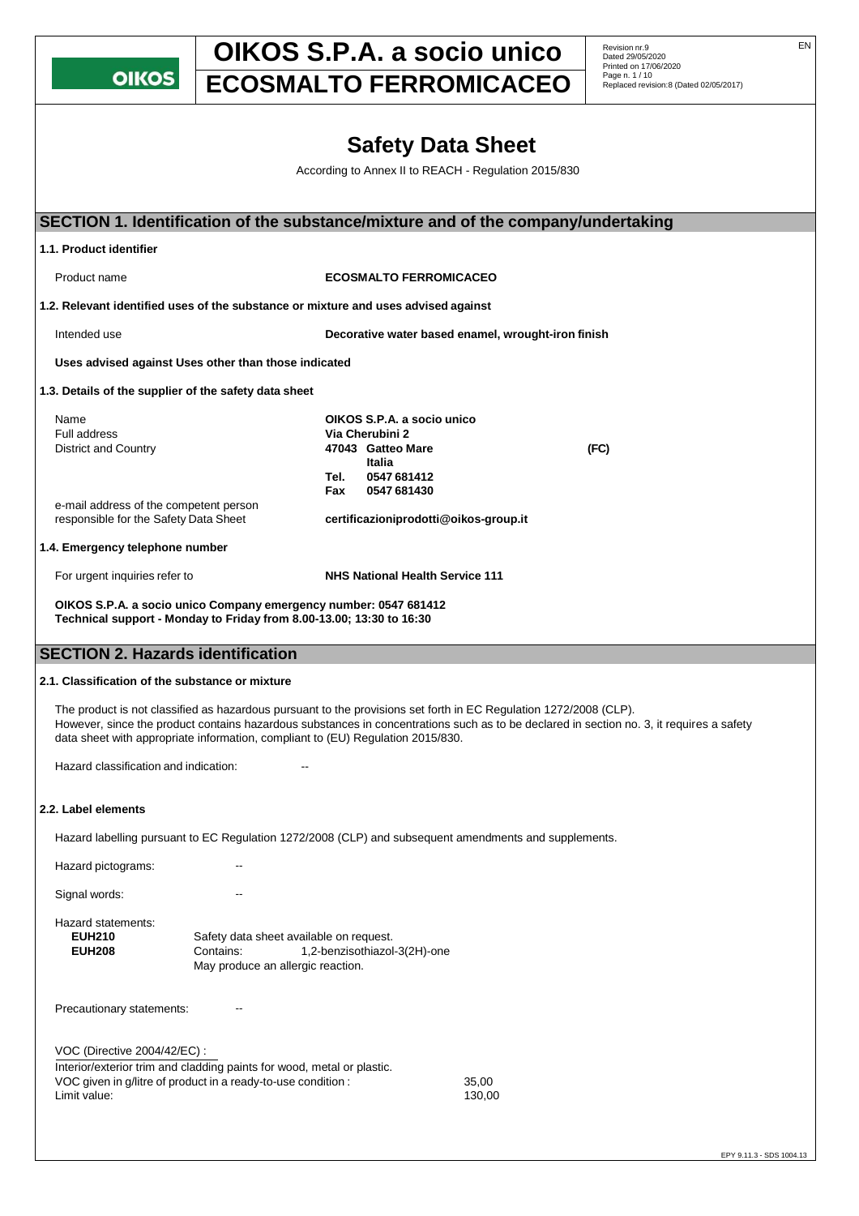# Safety Data Sheet

According to Annex II to REACH - Regulation 2015/830

## SECTION 1. Identification of the substance/mixture and of the company/undertaking

### 1.1. Product identifier

Product name **ECOSMALTO FERROMICACEO**

### 1.2. Relevant identified uses of the substance or mixture and uses advised against

Intended use **Decorative water based enamel, wrought-iron finish**

**Uses advised against Uses other than those indicated**

### 1.3. Details of the supplier of the safety data sheet

| | |
|---|---|
| Name | **OIKOS S.P.A. a socio unico** |
| Full address | **Via Cherubini 2** |
| District and Country | **47043 Gatteo Mare (FC)** |
| | **Italia** |
| | **Tel. 0547 681412** |
| | **Fax 0547 681430** |
| e-mail address of the competent person responsible for the Safety Data Sheet | **certificazioniprodotti@oikos-group.it** |

### 1.4. Emergency telephone number

For urgent inquiries refer to **NHS National Health Service 111**

**OIKOS S.P.A. a socio unico Company emergency number: 0547 681412**
**Technical support - Monday to Friday from 8.00-13.00; 13:30 to 16:30**

## SECTION 2. Hazards identification

### 2.1. Classification of the substance or mixture

The product is not classified as hazardous pursuant to the provisions set forth in EC Regulation 1272/2008 (CLP).
However, since the product contains hazardous substances in concentrations such as to be declared in section no. 3, it requires a safety data sheet with appropriate information, compliant to (EU) Regulation 2015/830.

Hazard classification and indication: --

### 2.2. Label elements

Hazard labelling pursuant to EC Regulation 1272/2008 (CLP) and subsequent amendments and supplements.

Hazard pictograms: --

Signal words: --

Hazard statements:

**EUH210** Safety data sheet available on request.
**EUH208** Contains: 1,2-benzisothiazol-3(2H)-one
May produce an allergic reaction.

Precautionary statements: --

VOC (Directive 2004/42/EC) :
Interior/exterior trim and cladding paints for wood, metal or plastic.
VOC given in g/litre of product in a ready-to-use condition : 35,00
Limit value: 130,00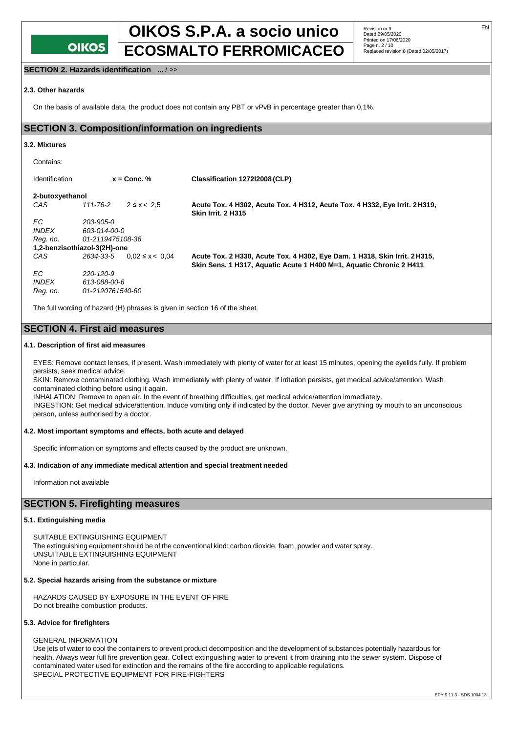## SECTION 2. Hazards identification ... / >>

### 2.3. Other hazards

On the basis of available data, the product does not contain any PBT or vPvB in percentage greater than 0,1%.

## SECTION 3. Composition/information on ingredients

### 3.2. Mixtures

Contains:

| Identification | | x = Conc. % | Classification 1272/2008 (CLP) |
|---|---|---|---|
| **2-butoxyethanol** | | | |
| *CAS* | *111-76-2* | 2 ≤ x < 2,5 | **Acute Tox. 4 H302, Acute Tox. 4 H312, Acute Tox. 4 H332, Eye Irrit. 2 H319, Skin Irrit. 2 H315** |
| *EC* | *203-905-0* | | |
| *INDEX* | *603-014-00-0* | | |
| *Reg. no.* | *01-2119475108-36* | | |
| **1,2-benzisothiazol-3(2H)-one** | | | |
| *CAS* | *2634-33-5* | 0,02 ≤ x < 0,04 | **Acute Tox. 2 H330, Acute Tox. 4 H302, Eye Dam. 1 H318, Skin Irrit. 2 H315, Skin Sens. 1 H317, Aquatic Acute 1 H400 M=1, Aquatic Chronic 2 H411** |
| *EC* | *220-120-9* | | |
| *INDEX* | *613-088-00-6* | | |
| *Reg. no.* | *01-2120761540-60* | | |

The full wording of hazard (H) phrases is given in section 16 of the sheet.

## SECTION 4. First aid measures

### 4.1. Description of first aid measures

EYES: Remove contact lenses, if present. Wash immediately with plenty of water for at least 15 minutes, opening the eyelids fully. If problem persists, seek medical advice.
SKIN: Remove contaminated clothing. Wash immediately with plenty of water. If irritation persists, get medical advice/attention. Wash contaminated clothing before using it again.
INHALATION: Remove to open air. In the event of breathing difficulties, get medical advice/attention immediately.
INGESTION: Get medical advice/attention. Induce vomiting only if indicated by the doctor. Never give anything by mouth to an unconscious person, unless authorised by a doctor.

### 4.2. Most important symptoms and effects, both acute and delayed

Specific information on symptoms and effects caused by the product are unknown.

### 4.3. Indication of any immediate medical attention and special treatment needed

Information not available

## SECTION 5. Firefighting measures

### 5.1. Extinguishing media

SUITABLE EXTINGUISHING EQUIPMENT
The extinguishing equipment should be of the conventional kind: carbon dioxide, foam, powder and water spray.
UNSUITABLE EXTINGUISHING EQUIPMENT
None in particular.

### 5.2. Special hazards arising from the substance or mixture

HAZARDS CAUSED BY EXPOSURE IN THE EVENT OF FIRE
Do not breathe combustion products.

### 5.3. Advice for firefighters

GENERAL INFORMATION
Use jets of water to cool the containers to prevent product decomposition and the development of substances potentially hazardous for health. Always wear full fire prevention gear. Collect extinguishing water to prevent it from draining into the sewer system. Dispose of contaminated water used for extinction and the remains of the fire according to applicable regulations.
SPECIAL PROTECTIVE EQUIPMENT FOR FIRE-FIGHTERS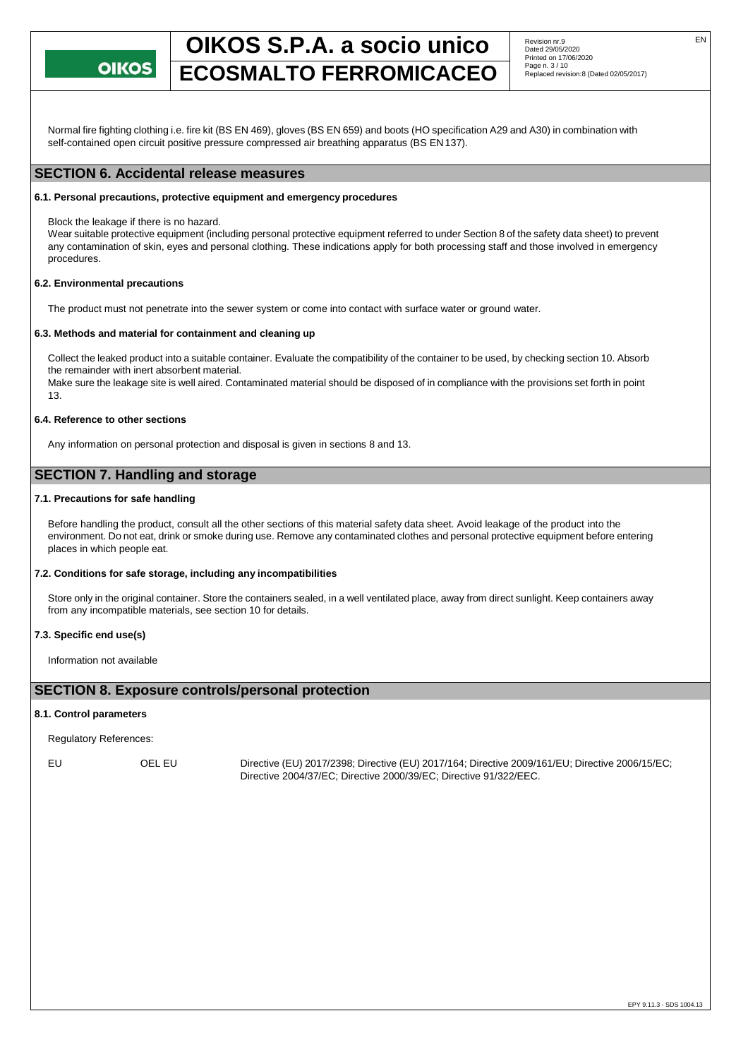Normal fire fighting clothing i.e. fire kit (BS EN 469), gloves (BS EN 659) and boots (HO specification A29 and A30) in combination with self-contained open circuit positive pressure compressed air breathing apparatus (BS EN 137).

## SECTION 6. Accidental release measures

### 6.1. Personal precautions, protective equipment and emergency procedures

Block the leakage if there is no hazard.
Wear suitable protective equipment (including personal protective equipment referred to under Section 8 of the safety data sheet) to prevent any contamination of skin, eyes and personal clothing. These indications apply for both processing staff and those involved in emergency procedures.

### 6.2. Environmental precautions

The product must not penetrate into the sewer system or come into contact with surface water or ground water.

### 6.3. Methods and material for containment and cleaning up

Collect the leaked product into a suitable container. Evaluate the compatibility of the container to be used, by checking section 10. Absorb the remainder with inert absorbent material.
Make sure the leakage site is well aired. Contaminated material should be disposed of in compliance with the provisions set forth in point 13.

### 6.4. Reference to other sections

Any information on personal protection and disposal is given in sections 8 and 13.

## SECTION 7. Handling and storage

### 7.1. Precautions for safe handling

Before handling the product, consult all the other sections of this material safety data sheet. Avoid leakage of the product into the environment. Do not eat, drink or smoke during use. Remove any contaminated clothes and personal protective equipment before entering places in which people eat.

### 7.2. Conditions for safe storage, including any incompatibilities

Store only in the original container. Store the containers sealed, in a well ventilated place, away from direct sunlight. Keep containers away from any incompatible materials, see section 10 for details.

### 7.3. Specific end use(s)

Information not available

## SECTION 8. Exposure controls/personal protection

### 8.1. Control parameters

Regulatory References:

| | | |
|---|---|---|
| EU | OEL EU | Directive (EU) 2017/2398; Directive (EU) 2017/164; Directive 2009/161/EU; Directive 2006/15/EC; Directive 2004/37/EC; Directive 2000/39/EC; Directive 91/322/EEC. |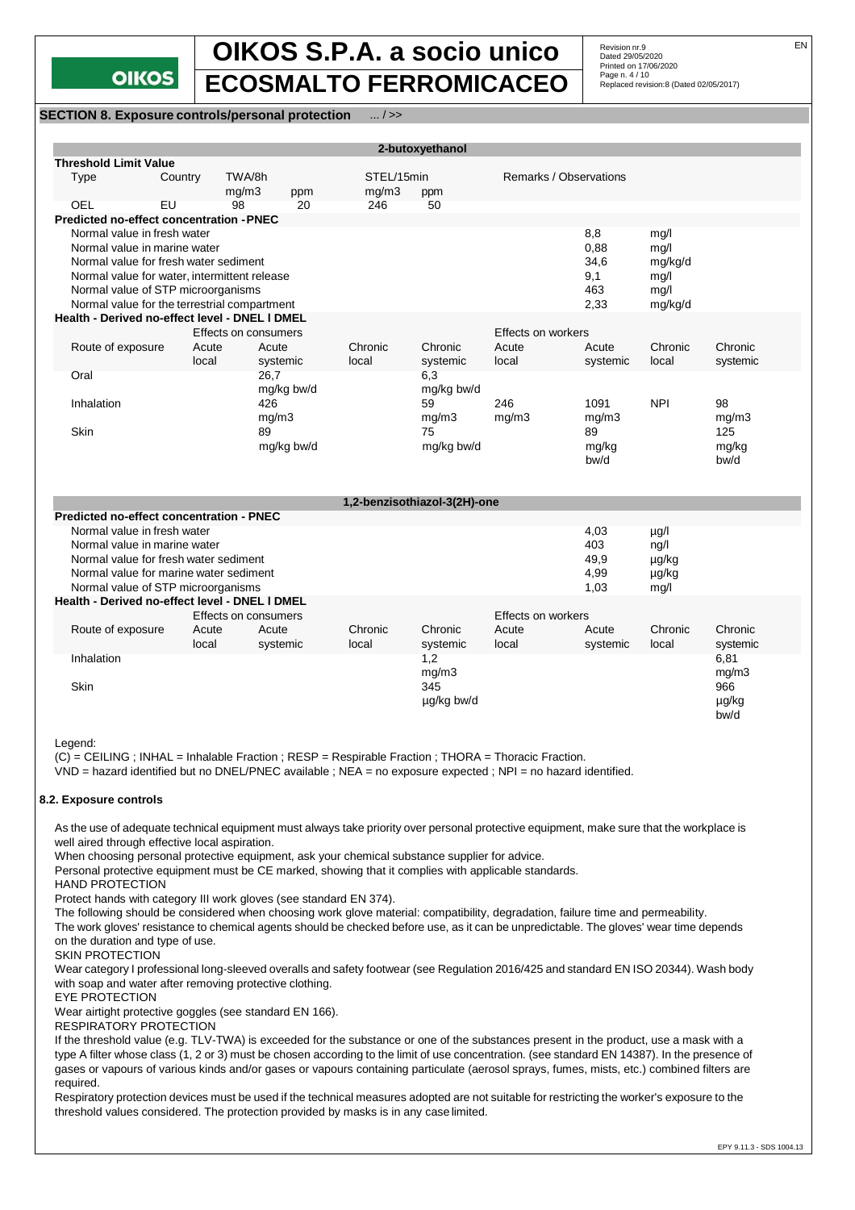**SECTION 8. Exposure controls/personal protection** ... / >>

**2-butoxyethanol**

**Threshold Limit Value**

| Type | Country | TWA/8h mg/m3 | TWA/8h ppm | STEL/15min mg/m3 | STEL/15min ppm | Remarks / Observations |
|---|---|---|---|---|---|---|
| OEL | EU | 98 | 20 | 246 | 50 | |

**Predicted no-effect concentration - PNEC**

| | | |
|---|---|---|
| Normal value in fresh water | 8,8 | mg/l |
| Normal value in marine water | 0,88 | mg/l |
| Normal value for fresh water sediment | 34,6 | mg/kg/d |
| Normal value for water, intermittent release | 9,1 | mg/l |
| Normal value of STP microorganisms | 463 | mg/l |
| Normal value for the terrestrial compartment | 2,33 | mg/kg/d |

**Health - Derived no-effect level - DNEL / DMEL**

| | Effects on consumers | | | | Effects on workers | | | |
|---|---|---|---|---|---|---|---|---|
| Route of exposure | Acute local | Acute systemic | Chronic local | Chronic systemic | Acute local | Acute systemic | Chronic local | Chronic systemic |
| Oral | | 26,7 mg/kg bw/d | | 6,3 mg/kg bw/d | | | | |
| Inhalation | | 426 mg/m3 | | 59 mg/m3 | 246 mg/m3 | 1091 mg/m3 | NPI | 98 mg/m3 |
| Skin | | 89 mg/kg bw/d | | 75 mg/kg bw/d | | 89 mg/kg bw/d | | 125 mg/kg bw/d |

**1,2-benzisothiazol-3(2H)-one**

**Predicted no-effect concentration - PNEC**

| | | |
|---|---|---|
| Normal value in fresh water | 4,03 | µg/l |
| Normal value in marine water | 403 | ng/l |
| Normal value for fresh water sediment | 49,9 | µg/kg |
| Normal value for marine water sediment | 4,99 | µg/kg |
| Normal value of STP microorganisms | 1,03 | mg/l |

**Health - Derived no-effect level - DNEL / DMEL**

| | Effects on consumers | | | | Effects on workers | | | |
|---|---|---|---|---|---|---|---|---|
| Route of exposure | Acute local | Acute systemic | Chronic local | Chronic systemic | Acute local | Acute systemic | Chronic local | Chronic systemic |
| Inhalation | | | | 1,2 mg/m3 | | | | 6,81 mg/m3 |
| Skin | | | | 345 µg/kg bw/d | | | | 966 µg/kg bw/d |

Legend:

(C) = CEILING ; INHAL = Inhalable Fraction ; RESP = Respirable Fraction ; THORA = Thoracic Fraction.

VND = hazard identified but no DNEL/PNEC available ; NEA = no exposure expected ; NPI = no hazard identified.

### 8.2. Exposure controls

As the use of adequate technical equipment must always take priority over personal protective equipment, make sure that the workplace is well aired through effective local aspiration.

When choosing personal protective equipment, ask your chemical substance supplier for advice.

Personal protective equipment must be CE marked, showing that it complies with applicable standards.

HAND PROTECTION

Protect hands with category III work gloves (see standard EN 374).

The following should be considered when choosing work glove material: compatibility, degradation, failure time and permeability.

The work gloves' resistance to chemical agents should be checked before use, as it can be unpredictable. The gloves' wear time depends on the duration and type of use.

SKIN PROTECTION

Wear category I professional long-sleeved overalls and safety footwear (see Regulation 2016/425 and standard EN ISO 20344). Wash body with soap and water after removing protective clothing.

EYE PROTECTION

Wear airtight protective goggles (see standard EN 166).

RESPIRATORY PROTECTION

If the threshold value (e.g. TLV-TWA) is exceeded for the substance or one of the substances present in the product, use a mask with a type A filter whose class (1, 2 or 3) must be chosen according to the limit of use concentration. (see standard EN 14387). In the presence of gases or vapours of various kinds and/or gases or vapours containing particulate (aerosol sprays, fumes, mists, etc.) combined filters are required.

Respiratory protection devices must be used if the technical measures adopted are not suitable for restricting the worker's exposure to the threshold values considered. The protection provided by masks is in any case limited.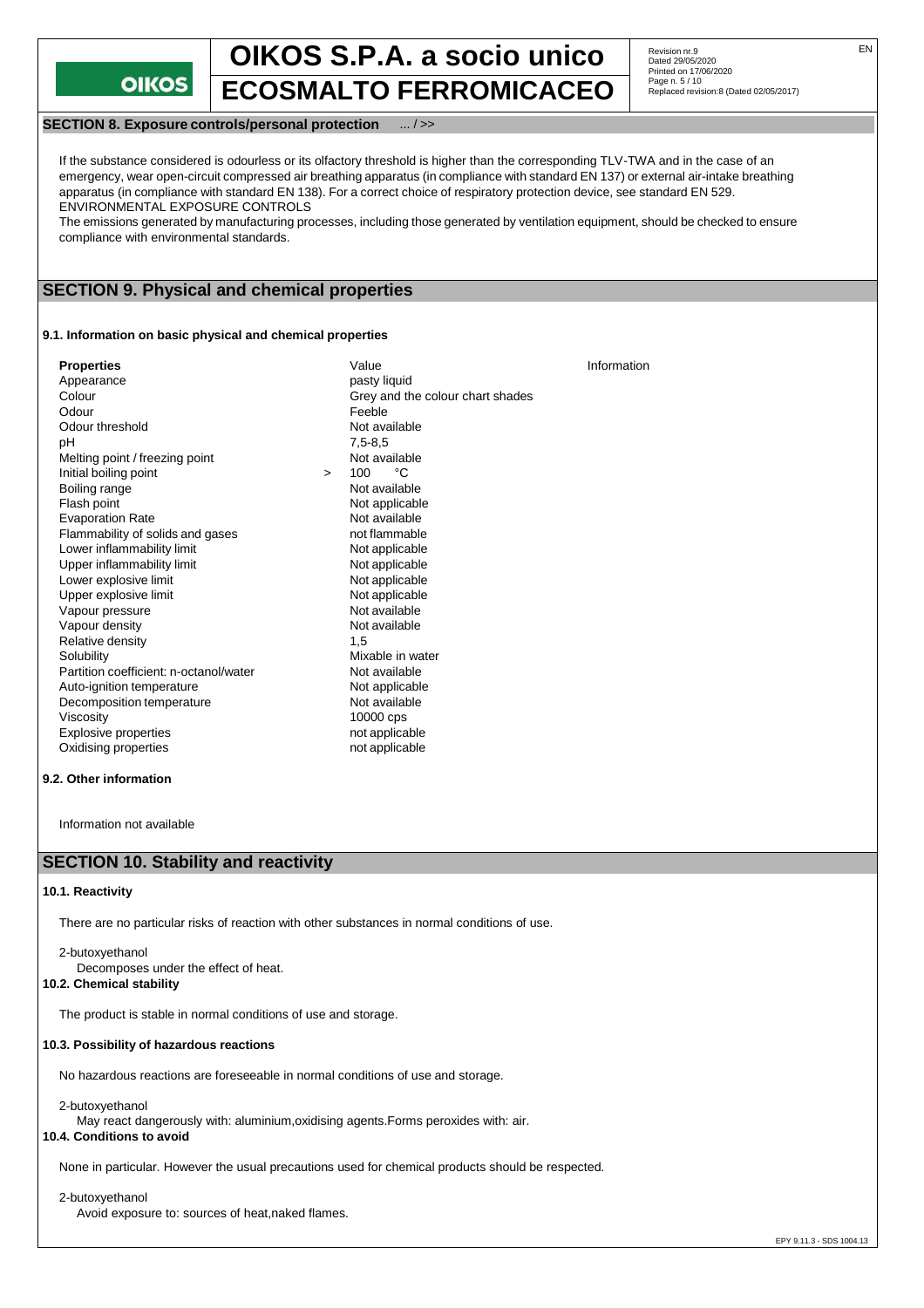**SECTION 8. Exposure controls/personal protection** ... / >>

If the substance considered is odourless or its olfactory threshold is higher than the corresponding TLV-TWA and in the case of an emergency, wear open-circuit compressed air breathing apparatus (in compliance with standard EN 137) or external air-intake breathing apparatus (in compliance with standard EN 138). For a correct choice of respiratory protection device, see standard EN 529.
ENVIRONMENTAL EXPOSURE CONTROLS
The emissions generated by manufacturing processes, including those generated by ventilation equipment, should be checked to ensure compliance with environmental standards.

## SECTION 9. Physical and chemical properties

### 9.1. Information on basic physical and chemical properties

| Properties | Value | Information |
|---|---|---|
| Appearance | pasty liquid | |
| Colour | Grey and the colour chart shades | |
| Odour | Feeble | |
| Odour threshold | Not available | |
| pH | 7,5-8,5 | |
| Melting point / freezing point | Not available | |
| Initial boiling point | > 100 °C | |
| Boiling range | Not available | |
| Flash point | Not applicable | |
| Evaporation Rate | Not available | |
| Flammability of solids and gases | not flammable | |
| Lower inflammability limit | Not applicable | |
| Upper inflammability limit | Not applicable | |
| Lower explosive limit | Not applicable | |
| Upper explosive limit | Not applicable | |
| Vapour pressure | Not available | |
| Vapour density | Not available | |
| Relative density | 1,5 | |
| Solubility | Mixable in water | |
| Partition coefficient: n-octanol/water | Not available | |
| Auto-ignition temperature | Not applicable | |
| Decomposition temperature | Not available | |
| Viscosity | 10000 cps | |
| Explosive properties | not applicable | |
| Oxidising properties | not applicable | |

### 9.2. Other information

Information not available

## SECTION 10. Stability and reactivity

### 10.1. Reactivity

There are no particular risks of reaction with other substances in normal conditions of use.

2-butoxyethanol
Decomposes under the effect of heat.

### 10.2. Chemical stability

The product is stable in normal conditions of use and storage.

### 10.3. Possibility of hazardous reactions

No hazardous reactions are foreseeable in normal conditions of use and storage.

2-butoxyethanol
May react dangerously with: aluminium,oxidising agents.Forms peroxides with: air.

### 10.4. Conditions to avoid

None in particular. However the usual precautions used for chemical products should be respected.

2-butoxyethanol
Avoid exposure to: sources of heat,naked flames.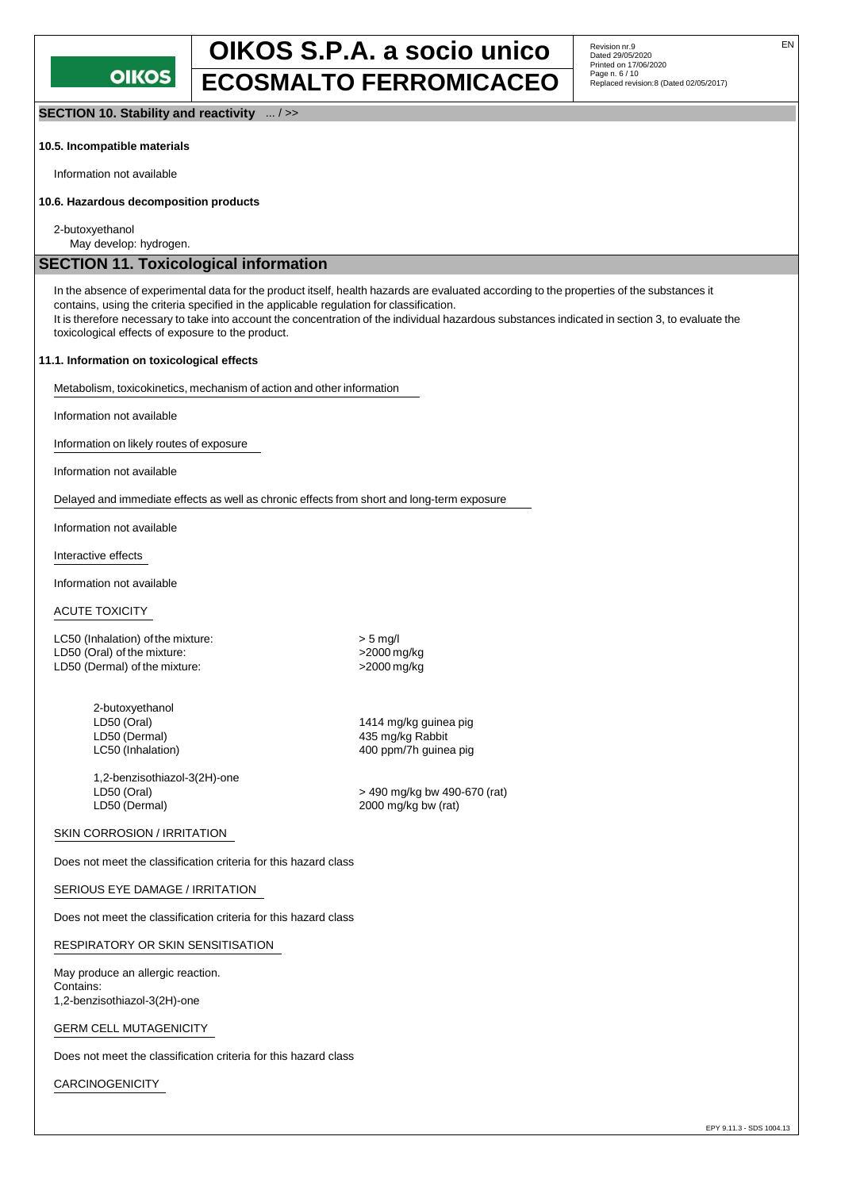## SECTION 10. Stability and reactivity ... / >>

### 10.5. Incompatible materials

Information not available

### 10.6. Hazardous decomposition products

2-butoxyethanol
May develop: hydrogen.

## SECTION 11. Toxicological information

In the absence of experimental data for the product itself, health hazards are evaluated according to the properties of the substances it contains, using the criteria specified in the applicable regulation for classification.
It is therefore necessary to take into account the concentration of the individual hazardous substances indicated in section 3, to evaluate the toxicological effects of exposure to the product.

### 11.1. Information on toxicological effects

Metabolism, toxicokinetics, mechanism of action and other information

Information not available

Information on likely routes of exposure

Information not available

Delayed and immediate effects as well as chronic effects from short and long-term exposure

Information not available

Interactive effects

Information not available

ACUTE TOXICITY

| | |
|---|---|
| LC50 (Inhalation) of the mixture: | > 5 mg/l |
| LD50 (Oral) of the mixture: | >2000 mg/kg |
| LD50 (Dermal) of the mixture: | >2000 mg/kg |

| | |
|---|---|
| 2-butoxyethanol | |
| LD50 (Oral) | 1414 mg/kg guinea pig |
| LD50 (Dermal) | 435 mg/kg Rabbit |
| LC50 (Inhalation) | 400 ppm/7h guinea pig |
| 1,2-benzisothiazol-3(2H)-one | |
| LD50 (Oral) | > 490 mg/kg bw 490-670 (rat) |
| LD50 (Dermal) | 2000 mg/kg bw (rat) |

SKIN CORROSION / IRRITATION

Does not meet the classification criteria for this hazard class

SERIOUS EYE DAMAGE / IRRITATION

Does not meet the classification criteria for this hazard class

RESPIRATORY OR SKIN SENSITISATION

May produce an allergic reaction.
Contains:
1,2-benzisothiazol-3(2H)-one

GERM CELL MUTAGENICITY

Does not meet the classification criteria for this hazard class

CARCINOGENICITY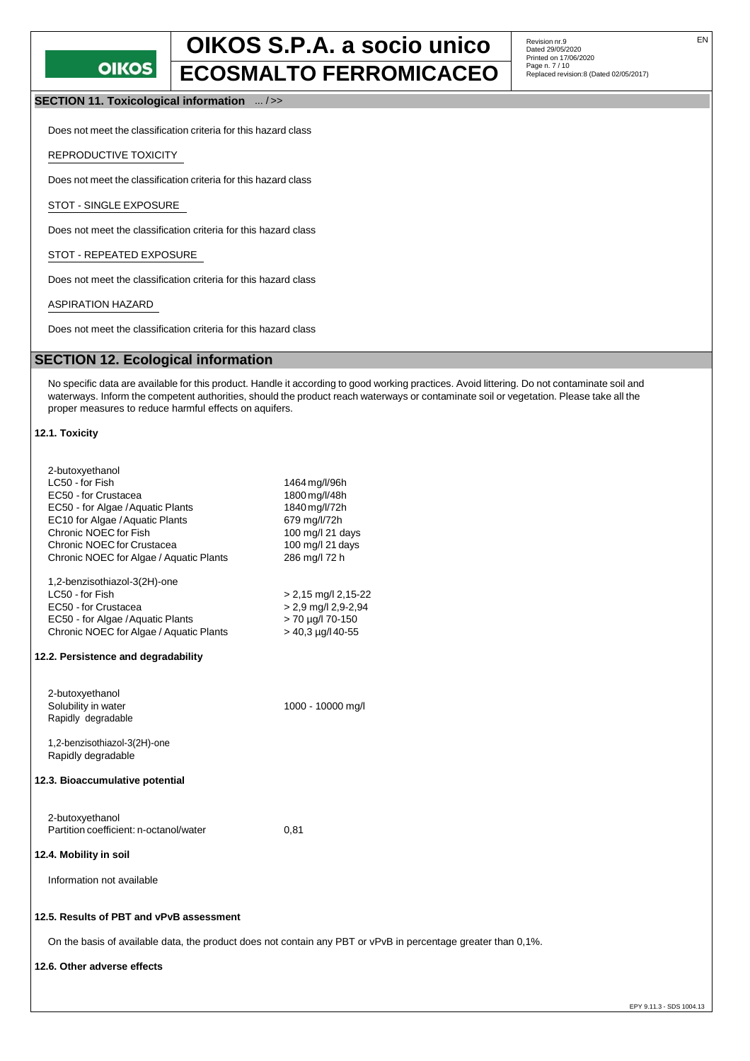## SECTION 11. Toxicological information ... / >>

Does not meet the classification criteria for this hazard class

REPRODUCTIVE TOXICITY

Does not meet the classification criteria for this hazard class

STOT - SINGLE EXPOSURE

Does not meet the classification criteria for this hazard class

STOT - REPEATED EXPOSURE

Does not meet the classification criteria for this hazard class

ASPIRATION HAZARD

Does not meet the classification criteria for this hazard class

## SECTION 12. Ecological information

No specific data are available for this product. Handle it according to good working practices. Avoid littering. Do not contaminate soil and waterways. Inform the competent authorities, should the product reach waterways or contaminate soil or vegetation. Please take all the proper measures to reduce harmful effects on aquifers.

### 12.1. Toxicity

| 2-butoxyethanol | |
|---|---|
| LC50 - for Fish | 1464 mg/l/96h |
| EC50 - for Crustacea | 1800 mg/l/48h |
| EC50 - for Algae / Aquatic Plants | 1840 mg/l/72h |
| EC10 for Algae / Aquatic Plants | 679 mg/l/72h |
| Chronic NOEC for Fish | 100 mg/l 21 days |
| Chronic NOEC for Crustacea | 100 mg/l 21 days |
| Chronic NOEC for Algae / Aquatic Plants | 286 mg/l 72 h |

| 1,2-benzisothiazol-3(2H)-one | |
|---|---|
| LC50 - for Fish | > 2,15 mg/l 2,15-22 |
| EC50 - for Crustacea | > 2,9 mg/l 2,9-2,94 |
| EC50 - for Algae / Aquatic Plants | > 70 µg/l 70-150 |
| Chronic NOEC for Algae / Aquatic Plants | > 40,3 µg/l 40-55 |

### 12.2. Persistence and degradability

| 2-butoxyethanol | |
|---|---|
| Solubility in water | 1000 - 10000 mg/l |
| Rapidly degradable | |

1,2-benzisothiazol-3(2H)-one
Rapidly degradable

### 12.3. Bioaccumulative potential

| 2-butoxyethanol | |
|---|---|
| Partition coefficient: n-octanol/water | 0,81 |

### 12.4. Mobility in soil

Information not available

### 12.5. Results of PBT and vPvB assessment

On the basis of available data, the product does not contain any PBT or vPvB in percentage greater than 0,1%.

### 12.6. Other adverse effects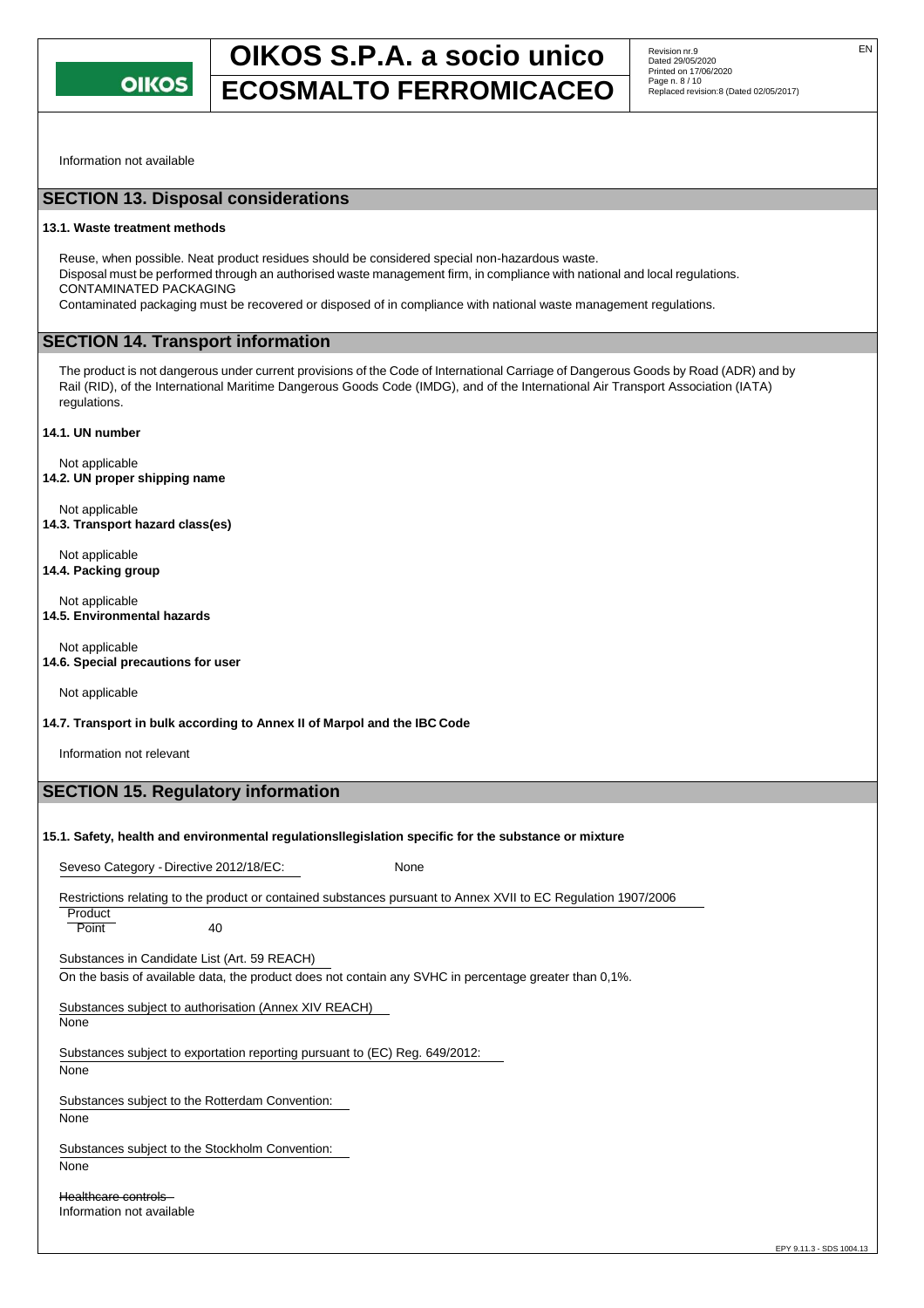Information not available

## SECTION 13. Disposal considerations

### 13.1. Waste treatment methods

Reuse, when possible. Neat product residues should be considered special non-hazardous waste.
Disposal must be performed through an authorised waste management firm, in compliance with national and local regulations.
CONTAMINATED PACKAGING
Contaminated packaging must be recovered or disposed of in compliance with national waste management regulations.

## SECTION 14. Transport information

The product is not dangerous under current provisions of the Code of International Carriage of Dangerous Goods by Road (ADR) and by Rail (RID), of the International Maritime Dangerous Goods Code (IMDG), and of the International Air Transport Association (IATA) regulations.

### 14.1. UN number

Not applicable

### 14.2. UN proper shipping name

Not applicable

### 14.3. Transport hazard class(es)

Not applicable

### 14.4. Packing group

Not applicable

### 14.5. Environmental hazards

Not applicable

### 14.6. Special precautions for user

Not applicable

### 14.7. Transport in bulk according to Annex II of Marpol and the IBC Code

Information not relevant

## SECTION 15. Regulatory information

### 15.1. Safety, health and environmental regulationsllegislation specific for the substance or mixture

Seveso Category - Directive 2012/18/EC: None

Restrictions relating to the product or contained substances pursuant to Annex XVII to EC Regulation 1907/2006

| Product | |
|---|---|
| Point | 40 |

Substances in Candidate List (Art. 59 REACH)
On the basis of available data, the product does not contain any SVHC in percentage greater than 0,1%.

Substances subject to authorisation (Annex XIV REACH)
None

Substances subject to exportation reporting pursuant to (EC) Reg. 649/2012:
None

Substances subject to the Rotterdam Convention:
None

Substances subject to the Stockholm Convention:
None

~~Healthcare controls~~
Information not available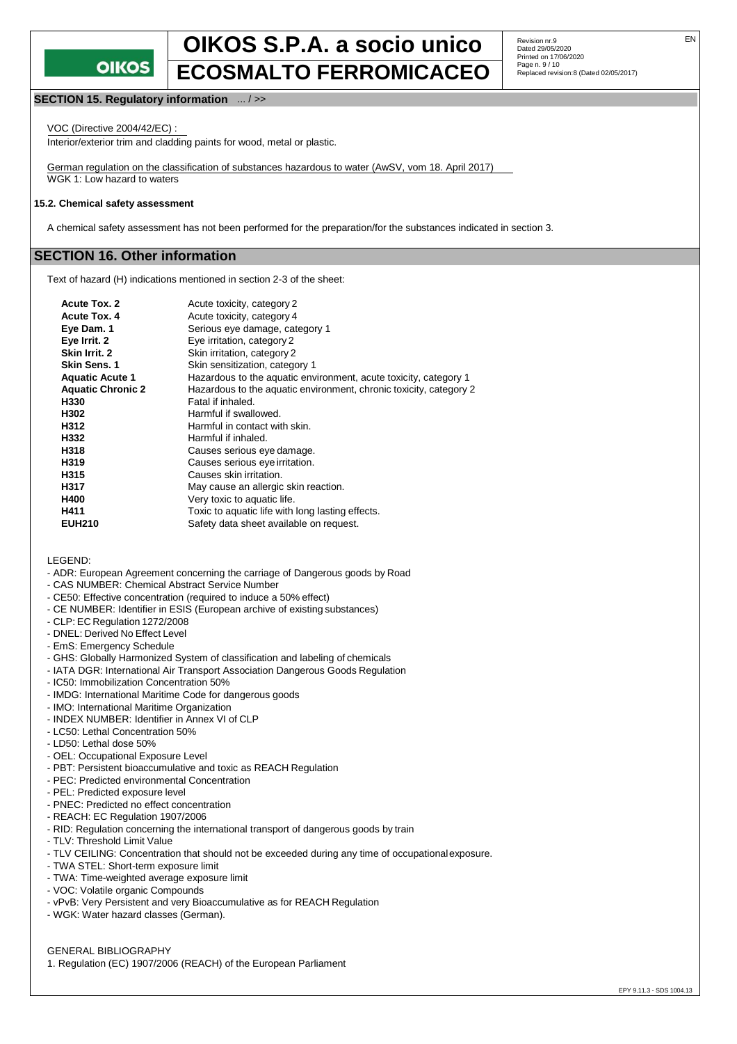## SECTION 15. Regulatory information ... / >>

VOC (Directive 2004/42/EC) :
Interior/exterior trim and cladding paints for wood, metal or plastic.

German regulation on the classification of substances hazardous to water (AwSV, vom 18. April 2017)
WGK 1: Low hazard to waters

### 15.2. Chemical safety assessment

A chemical safety assessment has not been performed for the preparation/for the substances indicated in section 3.

## SECTION 16. Other information

Text of hazard (H) indications mentioned in section 2-3 of the sheet:

| | |
|---|---|
| **Acute Tox. 2** | Acute toxicity, category 2 |
| **Acute Tox. 4** | Acute toxicity, category 4 |
| **Eye Dam. 1** | Serious eye damage, category 1 |
| **Eye Irrit. 2** | Eye irritation, category 2 |
| **Skin Irrit. 2** | Skin irritation, category 2 |
| **Skin Sens. 1** | Skin sensitization, category 1 |
| **Aquatic Acute 1** | Hazardous to the aquatic environment, acute toxicity, category 1 |
| **Aquatic Chronic 2** | Hazardous to the aquatic environment, chronic toxicity, category 2 |
| **H330** | Fatal if inhaled. |
| **H302** | Harmful if swallowed. |
| **H312** | Harmful in contact with skin. |
| **H332** | Harmful if inhaled. |
| **H318** | Causes serious eye damage. |
| **H319** | Causes serious eye irritation. |
| **H315** | Causes skin irritation. |
| **H317** | May cause an allergic skin reaction. |
| **H400** | Very toxic to aquatic life. |
| **H411** | Toxic to aquatic life with long lasting effects. |
| **EUH210** | Safety data sheet available on request. |

LEGEND:
- ADR: European Agreement concerning the carriage of Dangerous goods by Road
- CAS NUMBER: Chemical Abstract Service Number
- CE50: Effective concentration (required to induce a 50% effect)
- CE NUMBER: Identifier in ESIS (European archive of existing substances)
- CLP: EC Regulation 1272/2008
- DNEL: Derived No Effect Level
- EmS: Emergency Schedule
- GHS: Globally Harmonized System of classification and labeling of chemicals
- IATA DGR: International Air Transport Association Dangerous Goods Regulation
- IC50: Immobilization Concentration 50%
- IMDG: International Maritime Code for dangerous goods
- IMO: International Maritime Organization
- INDEX NUMBER: Identifier in Annex VI of CLP
- LC50: Lethal Concentration 50%
- LD50: Lethal dose 50%
- OEL: Occupational Exposure Level
- PBT: Persistent bioaccumulative and toxic as REACH Regulation
- PEC: Predicted environmental Concentration
- PEL: Predicted exposure level
- PNEC: Predicted no effect concentration
- REACH: EC Regulation 1907/2006
- RID: Regulation concerning the international transport of dangerous goods by train
- TLV: Threshold Limit Value
- TLV CEILING: Concentration that should not be exceeded during any time of occupational exposure.
- TWA STEL: Short-term exposure limit
- TWA: Time-weighted average exposure limit
- VOC: Volatile organic Compounds
- vPvB: Very Persistent and very Bioaccumulative as for REACH Regulation
- WGK: Water hazard classes (German).

GENERAL BIBLIOGRAPHY
1. Regulation (EC) 1907/2006 (REACH) of the European Parliament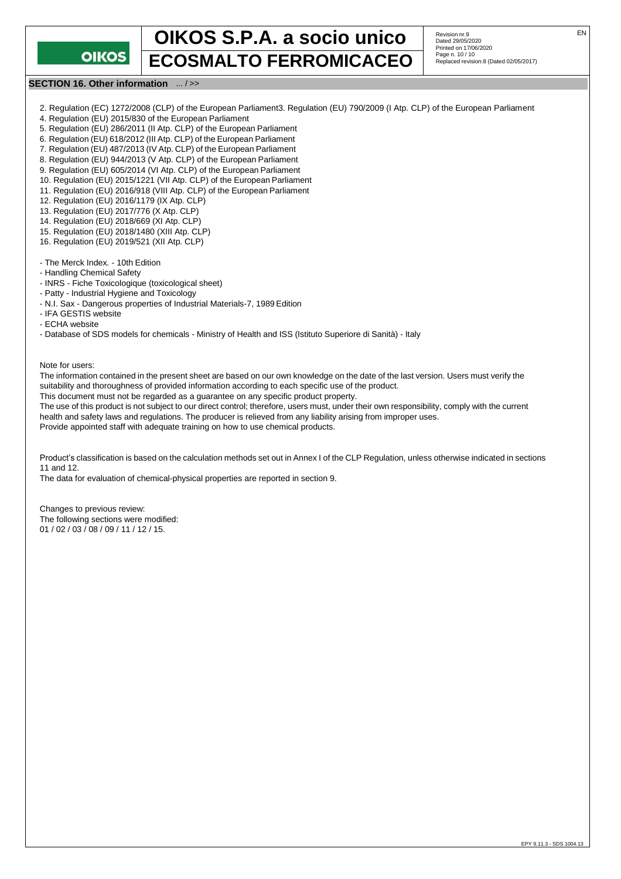## SECTION 16. Other information ... / >>

2. Regulation (EC) 1272/2008 (CLP) of the European Parliament3. Regulation (EU) 790/2009 (I Atp. CLP) of the European Parliament
4. Regulation (EU) 2015/830 of the European Parliament
5. Regulation (EU) 286/2011 (II Atp. CLP) of the European Parliament
6. Regulation (EU) 618/2012 (III Atp. CLP) of the European Parliament
7. Regulation (EU) 487/2013 (IV Atp. CLP) of the European Parliament
8. Regulation (EU) 944/2013 (V Atp. CLP) of the European Parliament
9. Regulation (EU) 605/2014 (VI Atp. CLP) of the European Parliament
10. Regulation (EU) 2015/1221 (VII Atp. CLP) of the European Parliament
11. Regulation (EU) 2016/918 (VIII Atp. CLP) of the European Parliament
12. Regulation (EU) 2016/1179 (IX Atp. CLP)
13. Regulation (EU) 2017/776 (X Atp. CLP)
14. Regulation (EU) 2018/669 (XI Atp. CLP)
15. Regulation (EU) 2018/1480 (XIII Atp. CLP)
16. Regulation (EU) 2019/521 (XII Atp. CLP)

- The Merck Index. - 10th Edition
- Handling Chemical Safety
- INRS - Fiche Toxicologique (toxicological sheet)
- Patty - Industrial Hygiene and Toxicology
- N.I. Sax - Dangerous properties of Industrial Materials-7, 1989 Edition
- IFA GESTIS website
- ECHA website
- Database of SDS models for chemicals - Ministry of Health and ISS (Istituto Superiore di Sanità) - Italy

Note for users:

The information contained in the present sheet are based on our own knowledge on the date of the last version. Users must verify the suitability and thoroughness of provided information according to each specific use of the product.

This document must not be regarded as a guarantee on any specific product property.

The use of this product is not subject to our direct control; therefore, users must, under their own responsibility, comply with the current health and safety laws and regulations. The producer is relieved from any liability arising from improper uses.

Provide appointed staff with adequate training on how to use chemical products.

Product's classification is based on the calculation methods set out in Annex I of the CLP Regulation, unless otherwise indicated in sections 11 and 12.

The data for evaluation of chemical-physical properties are reported in section 9.

Changes to previous review:

The following sections were modified:

01 / 02 / 03 / 08 / 09 / 11 / 12 / 15.